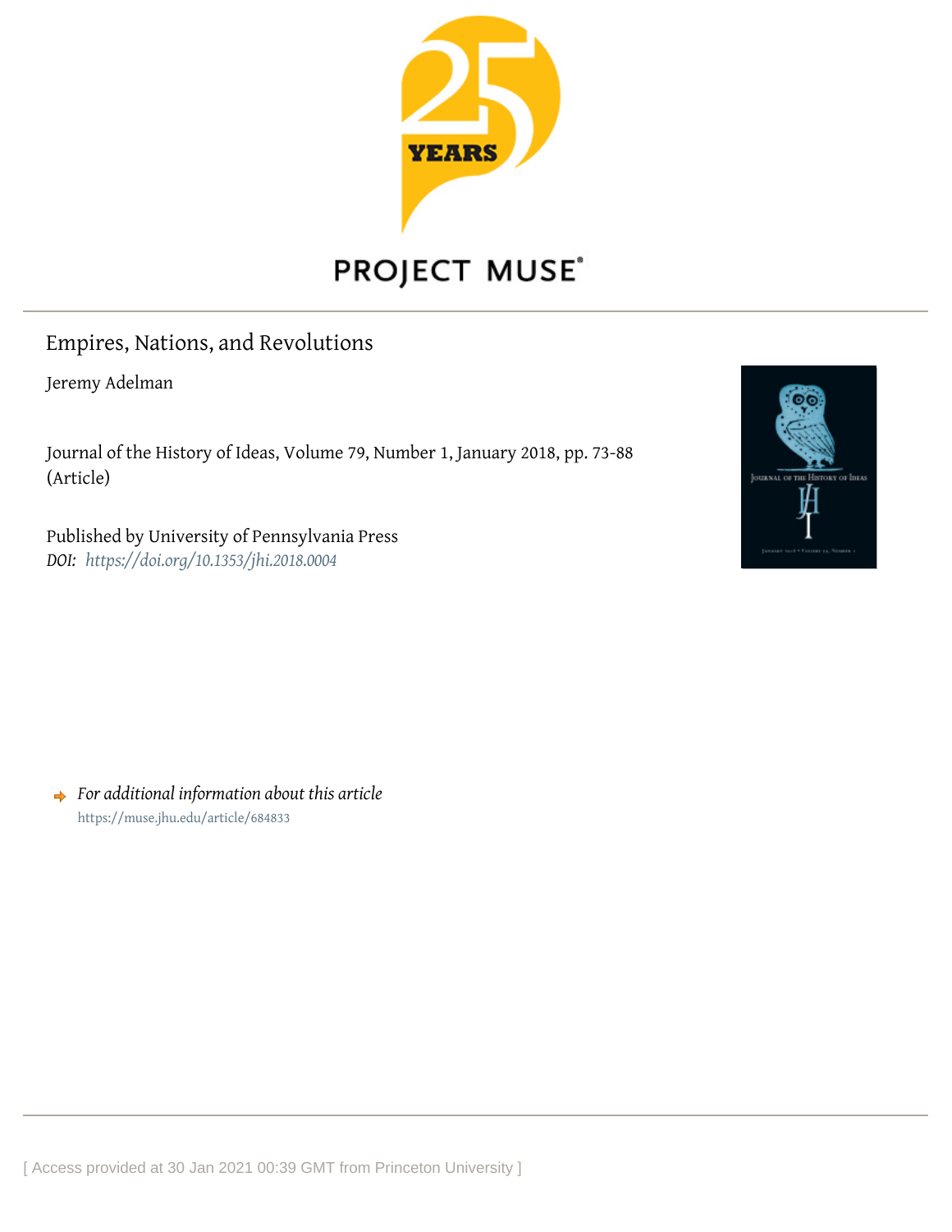# Empires, Nations, and Revolutions

Jeremy Adelman

Journal of the History of Ideas, Volume 79, Number 1, January 2018, pp. 73-88 (Article)

Published by University of Pennsylvania Press

*DOI: https://doi.org/10.1353/jhi.2018.0004*

*For additional information about this article*

https://muse.jhu.edu/article/684833

[ Access provided at 30 Jan 2021 00:39 GMT from Princeton University ]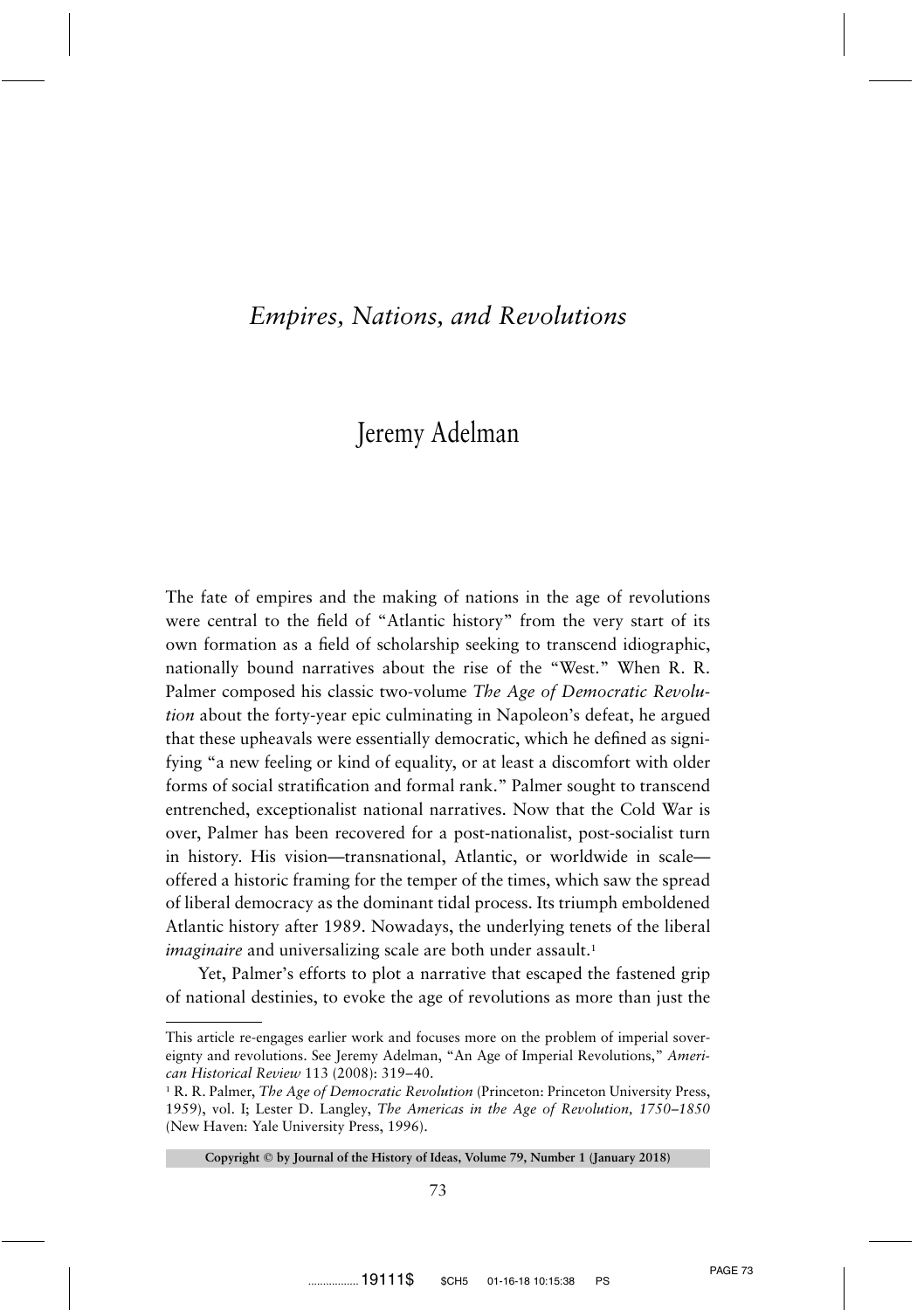# *Empires, Nations, and Revolutions*

## Jeremy Adelman

The fate of empires and the making of nations in the age of revolutions were central to the field of "Atlantic history" from the very start of its own formation as a field of scholarship seeking to transcend idiographic, nationally bound narratives about the rise of the "West." When R. R. Palmer composed his classic two-volume *The Age of Democratic Revolution* about the forty-year epic culminating in Napoleon's defeat, he argued that these upheavals were essentially democratic, which he defined as signifying "a new feeling or kind of equality, or at least a discomfort with older forms of social stratification and formal rank." Palmer sought to transcend entrenched, exceptionalist national narratives. Now that the Cold War is over, Palmer has been recovered for a post-nationalist, post-socialist turn in history. His vision—transnational, Atlantic, or worldwide in scale—offered a historic framing for the temper of the times, which saw the spread of liberal democracy as the dominant tidal process. Its triumph emboldened Atlantic history after 1989. Nowadays, the underlying tenets of the liberal *imaginaire* and universalizing scale are both under assault.[1]

Yet, Palmer's efforts to plot a narrative that escaped the fastened grip of national destinies, to evoke the age of revolutions as more than just the

---

This article re-engages earlier work and focuses more on the problem of imperial sovereignty and revolutions. See Jeremy Adelman, "An Age of Imperial Revolutions," *American Historical Review* 113 (2008): 319–40.

[1] R. R. Palmer, *The Age of Democratic Revolution* (Princeton: Princeton University Press, 1959), vol. I; Lester D. Langley, *The Americas in the Age of Revolution, 1750–1850* (New Haven: Yale University Press, 1996).

**Copyright © by Journal of the History of Ideas, Volume 79, Number 1 (January 2018)**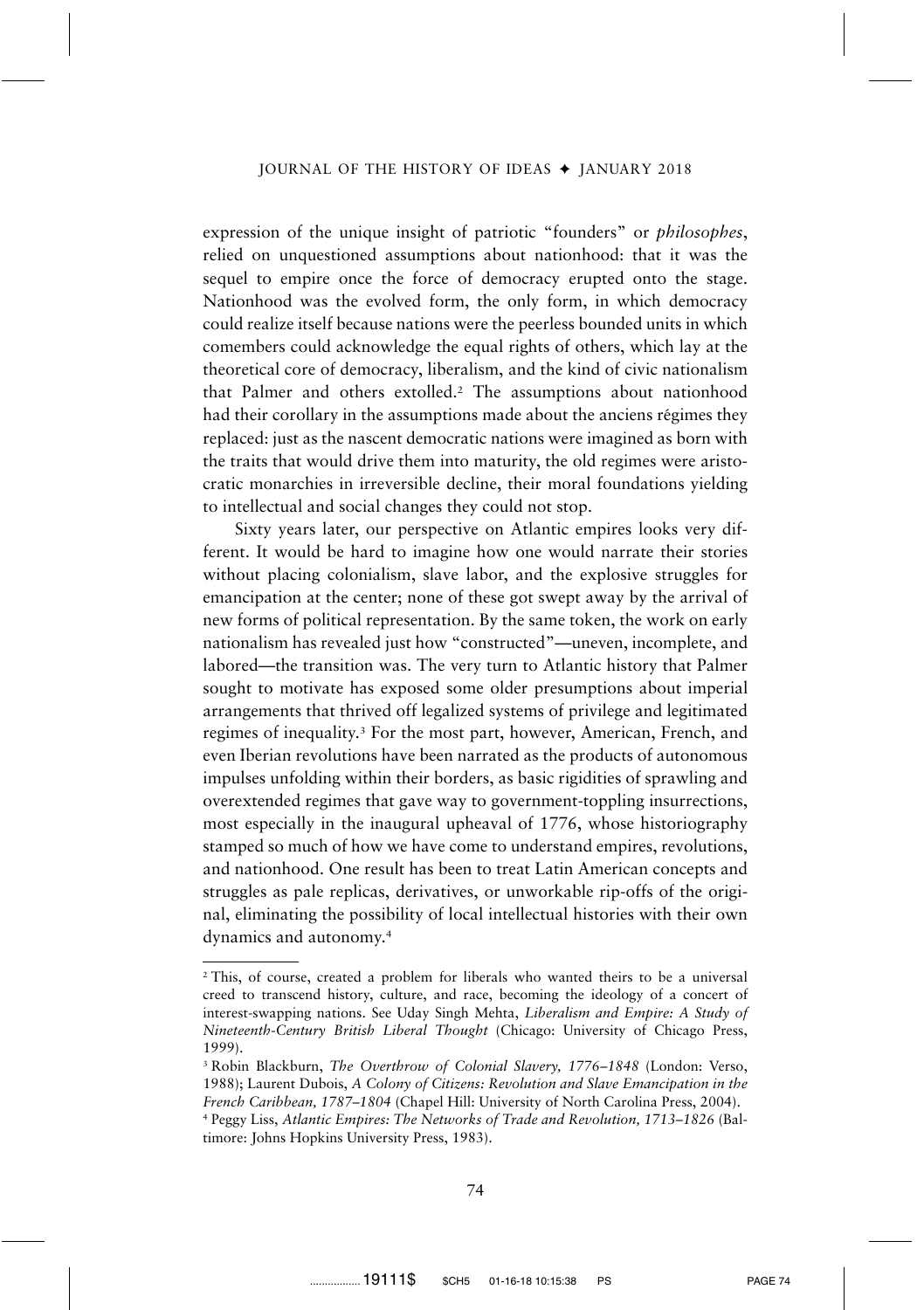expression of the unique insight of patriotic "founders" or *philosophes*, relied on unquestioned assumptions about nationhood: that it was the sequel to empire once the force of democracy erupted onto the stage. Nationhood was the evolved form, the only form, in which democracy could realize itself because nations were the peerless bounded units in which comembers could acknowledge the equal rights of others, which lay at the theoretical core of democracy, liberalism, and the kind of civic nationalism that Palmer and others extolled.[2] The assumptions about nationhood had their corollary in the assumptions made about the anciens régimes they replaced: just as the nascent democratic nations were imagined as born with the traits that would drive them into maturity, the old regimes were aristocratic monarchies in irreversible decline, their moral foundations yielding to intellectual and social changes they could not stop.

Sixty years later, our perspective on Atlantic empires looks very different. It would be hard to imagine how one would narrate their stories without placing colonialism, slave labor, and the explosive struggles for emancipation at the center; none of these got swept away by the arrival of new forms of political representation. By the same token, the work on early nationalism has revealed just how "constructed"—uneven, incomplete, and labored—the transition was. The very turn to Atlantic history that Palmer sought to motivate has exposed some older presumptions about imperial arrangements that thrived off legalized systems of privilege and legitimated regimes of inequality.[3] For the most part, however, American, French, and even Iberian revolutions have been narrated as the products of autonomous impulses unfolding within their borders, as basic rigidities of sprawling and overextended regimes that gave way to government-toppling insurrections, most especially in the inaugural upheaval of 1776, whose historiography stamped so much of how we have come to understand empires, revolutions, and nationhood. One result has been to treat Latin American concepts and struggles as pale replicas, derivatives, or unworkable rip-offs of the original, eliminating the possibility of local intellectual histories with their own dynamics and autonomy.[4]

---

[2] This, of course, created a problem for liberals who wanted theirs to be a universal creed to transcend history, culture, and race, becoming the ideology of a concert of interest-swapping nations. See Uday Singh Mehta, *Liberalism and Empire: A Study of Nineteenth-Century British Liberal Thought* (Chicago: University of Chicago Press, 1999).

[3] Robin Blackburn, *The Overthrow of Colonial Slavery, 1776–1848* (London: Verso, 1988); Laurent Dubois, *A Colony of Citizens: Revolution and Slave Emancipation in the French Caribbean, 1787–1804* (Chapel Hill: University of North Carolina Press, 2004).

[4] Peggy Liss, *Atlantic Empires: The Networks of Trade and Revolution, 1713–1826* (Baltimore: Johns Hopkins University Press, 1983).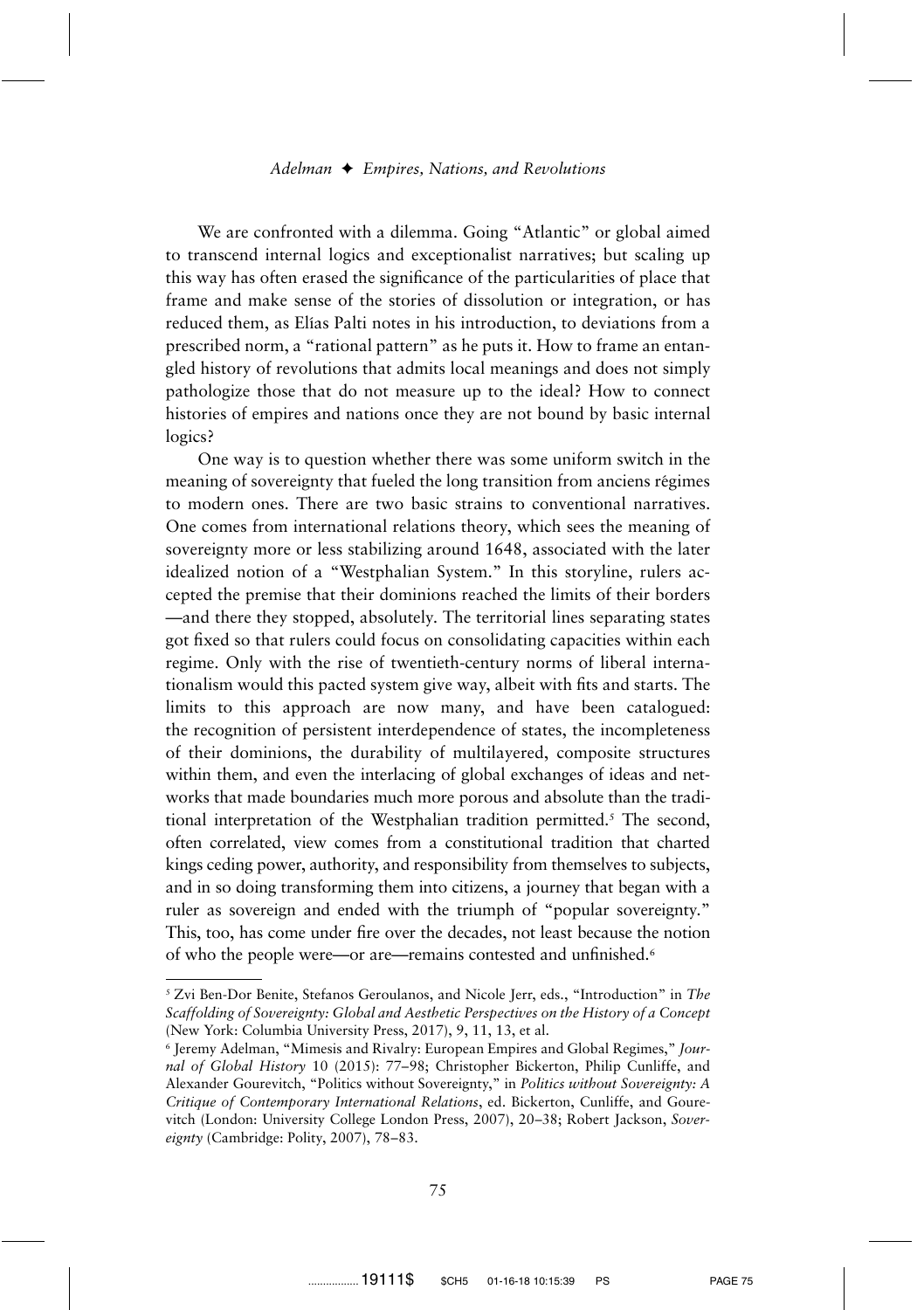We are confronted with a dilemma. Going "Atlantic" or global aimed to transcend internal logics and exceptionalist narratives; but scaling up this way has often erased the significance of the particularities of place that frame and make sense of the stories of dissolution or integration, or has reduced them, as Elías Palti notes in his introduction, to deviations from a prescribed norm, a "rational pattern" as he puts it. How to frame an entangled history of revolutions that admits local meanings and does not simply pathologize those that do not measure up to the ideal? How to connect histories of empires and nations once they are not bound by basic internal logics?

One way is to question whether there was some uniform switch in the meaning of sovereignty that fueled the long transition from anciens régimes to modern ones. There are two basic strains to conventional narratives. One comes from international relations theory, which sees the meaning of sovereignty more or less stabilizing around 1648, associated with the later idealized notion of a "Westphalian System." In this storyline, rulers accepted the premise that their dominions reached the limits of their borders—and there they stopped, absolutely. The territorial lines separating states got fixed so that rulers could focus on consolidating capacities within each regime. Only with the rise of twentieth-century norms of liberal internationalism would this pacted system give way, albeit with fits and starts. The limits to this approach are now many, and have been catalogued: the recognition of persistent interdependence of states, the incompleteness of their dominions, the durability of multilayered, composite structures within them, and even the interlacing of global exchanges of ideas and networks that made boundaries much more porous and absolute than the traditional interpretation of the Westphalian tradition permitted.[5] The second, often correlated, view comes from a constitutional tradition that charted kings ceding power, authority, and responsibility from themselves to subjects, and in so doing transforming them into citizens, a journey that began with a ruler as sovereign and ended with the triumph of "popular sovereignty." This, too, has come under fire over the decades, not least because the notion of who the people were—or are—remains contested and unfinished.[6]

[5] Zvi Ben-Dor Benite, Stefanos Geroulanos, and Nicole Jerr, eds., "Introduction" in *The Scaffolding of Sovereignty: Global and Aesthetic Perspectives on the History of a Concept* (New York: Columbia University Press, 2017), 9, 11, 13, et al.

[6] Jeremy Adelman, "Mimesis and Rivalry: European Empires and Global Regimes," *Journal of Global History* 10 (2015): 77–98; Christopher Bickerton, Philip Cunliffe, and Alexander Gourevitch, "Politics without Sovereignty," in *Politics without Sovereignty: A Critique of Contemporary International Relations*, ed. Bickerton, Cunliffe, and Gourevitch (London: University College London Press, 2007), 20–38; Robert Jackson, *Sovereignty* (Cambridge: Polity, 2007), 78–83.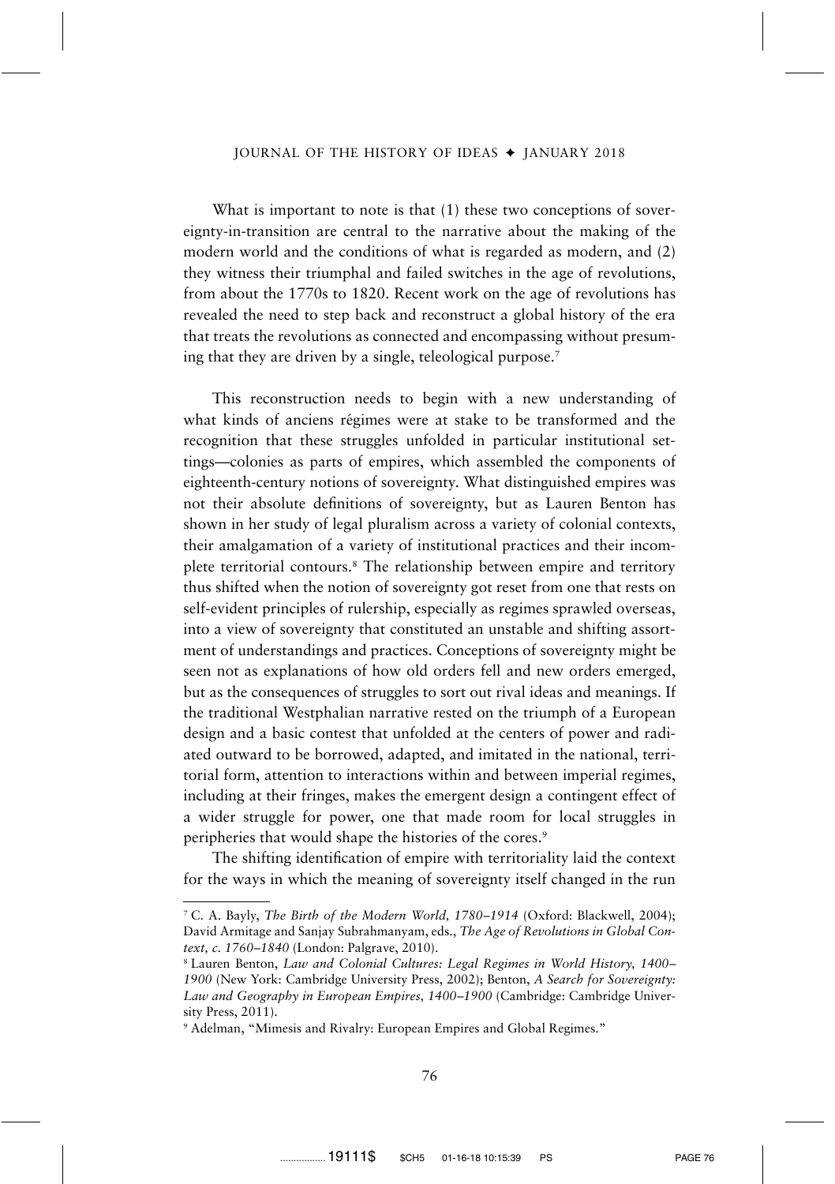What is important to note is that (1) these two conceptions of sovereignty-in-transition are central to the narrative about the making of the modern world and the conditions of what is regarded as modern, and (2) they witness their triumphal and failed switches in the age of revolutions, from about the 1770s to 1820. Recent work on the age of revolutions has revealed the need to step back and reconstruct a global history of the era that treats the revolutions as connected and encompassing without presuming that they are driven by a single, teleological purpose.[7]

This reconstruction needs to begin with a new understanding of what kinds of anciens régimes were at stake to be transformed and the recognition that these struggles unfolded in particular institutional settings—colonies as parts of empires, which assembled the components of eighteenth-century notions of sovereignty. What distinguished empires was not their absolute definitions of sovereignty, but as Lauren Benton has shown in her study of legal pluralism across a variety of colonial contexts, their amalgamation of a variety of institutional practices and their incomplete territorial contours.[8] The relationship between empire and territory thus shifted when the notion of sovereignty got reset from one that rests on self-evident principles of rulership, especially as regimes sprawled overseas, into a view of sovereignty that constituted an unstable and shifting assortment of understandings and practices. Conceptions of sovereignty might be seen not as explanations of how old orders fell and new orders emerged, but as the consequences of struggles to sort out rival ideas and meanings. If the traditional Westphalian narrative rested on the triumph of a European design and a basic contest that unfolded at the centers of power and radiated outward to be borrowed, adapted, and imitated in the national, territorial form, attention to interactions within and between imperial regimes, including at their fringes, makes the emergent design a contingent effect of a wider struggle for power, one that made room for local struggles in peripheries that would shape the histories of the cores.[9]

The shifting identification of empire with territoriality laid the context for the ways in which the meaning of sovereignty itself changed in the run

---

[7] C. A. Bayly, *The Birth of the Modern World, 1780–1914* (Oxford: Blackwell, 2004); David Armitage and Sanjay Subrahmanyam, eds., *The Age of Revolutions in Global Context, c. 1760–1840* (London: Palgrave, 2010).

[8] Lauren Benton, *Law and Colonial Cultures: Legal Regimes in World History, 1400–1900* (New York: Cambridge University Press, 2002); Benton, *A Search for Sovereignty: Law and Geography in European Empires, 1400–1900* (Cambridge: Cambridge University Press, 2011).

[9] Adelman, "Mimesis and Rivalry: European Empires and Global Regimes."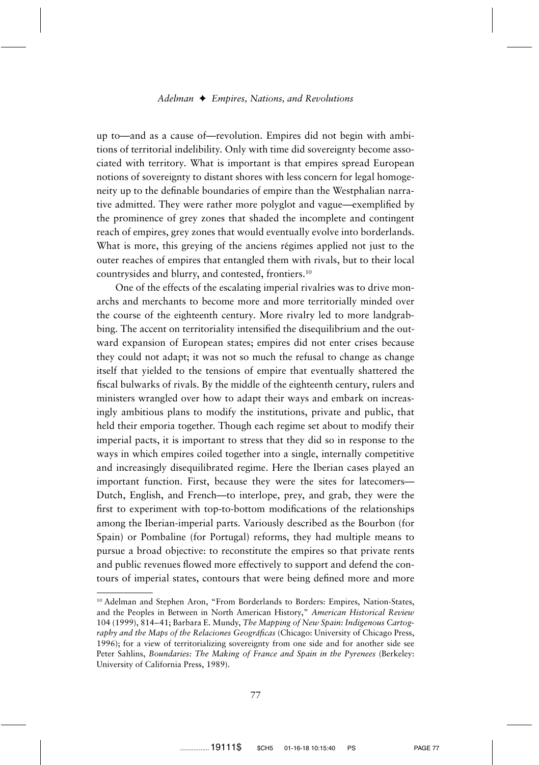up to—and as a cause of—revolution. Empires did not begin with ambitions of territorial indelibility. Only with time did sovereignty become associated with territory. What is important is that empires spread European notions of sovereignty to distant shores with less concern for legal homogeneity up to the definable boundaries of empire than the Westphalian narrative admitted. They were rather more polyglot and vague—exemplified by the prominence of grey zones that shaded the incomplete and contingent reach of empires, grey zones that would eventually evolve into borderlands. What is more, this greying of the anciens régimes applied not just to the outer reaches of empires that entangled them with rivals, but to their local countrysides and blurry, and contested, frontiers.[10]

One of the effects of the escalating imperial rivalries was to drive monarchs and merchants to become more and more territorially minded over the course of the eighteenth century. More rivalry led to more landgrabbing. The accent on territoriality intensified the disequilibrium and the outward expansion of European states; empires did not enter crises because they could not adapt; it was not so much the refusal to change as change itself that yielded to the tensions of empire that eventually shattered the fiscal bulwarks of rivals. By the middle of the eighteenth century, rulers and ministers wrangled over how to adapt their ways and embark on increasingly ambitious plans to modify the institutions, private and public, that held their emporia together. Though each regime set about to modify their imperial pacts, it is important to stress that they did so in response to the ways in which empires coiled together into a single, internally competitive and increasingly disequilibrated regime. Here the Iberian cases played an important function. First, because they were the sites for latecomers—Dutch, English, and French—to interlope, prey, and grab, they were the first to experiment with top-to-bottom modifications of the relationships among the Iberian-imperial parts. Variously described as the Bourbon (for Spain) or Pombaline (for Portugal) reforms, they had multiple means to pursue a broad objective: to reconstitute the empires so that private rents and public revenues flowed more effectively to support and defend the contours of imperial states, contours that were being defined more and more

[10] Adelman and Stephen Aron, "From Borderlands to Borders: Empires, Nation-States, and the Peoples in Between in North American History," *American Historical Review* 104 (1999), 814–41; Barbara E. Mundy, *The Mapping of New Spain: Indigenous Cartography and the Maps of the Relaciones Geográficas* (Chicago: University of Chicago Press, 1996); for a view of territorializing sovereignty from one side and for another side see Peter Sahlins, *Boundaries: The Making of France and Spain in the Pyrenees* (Berkeley: University of California Press, 1989).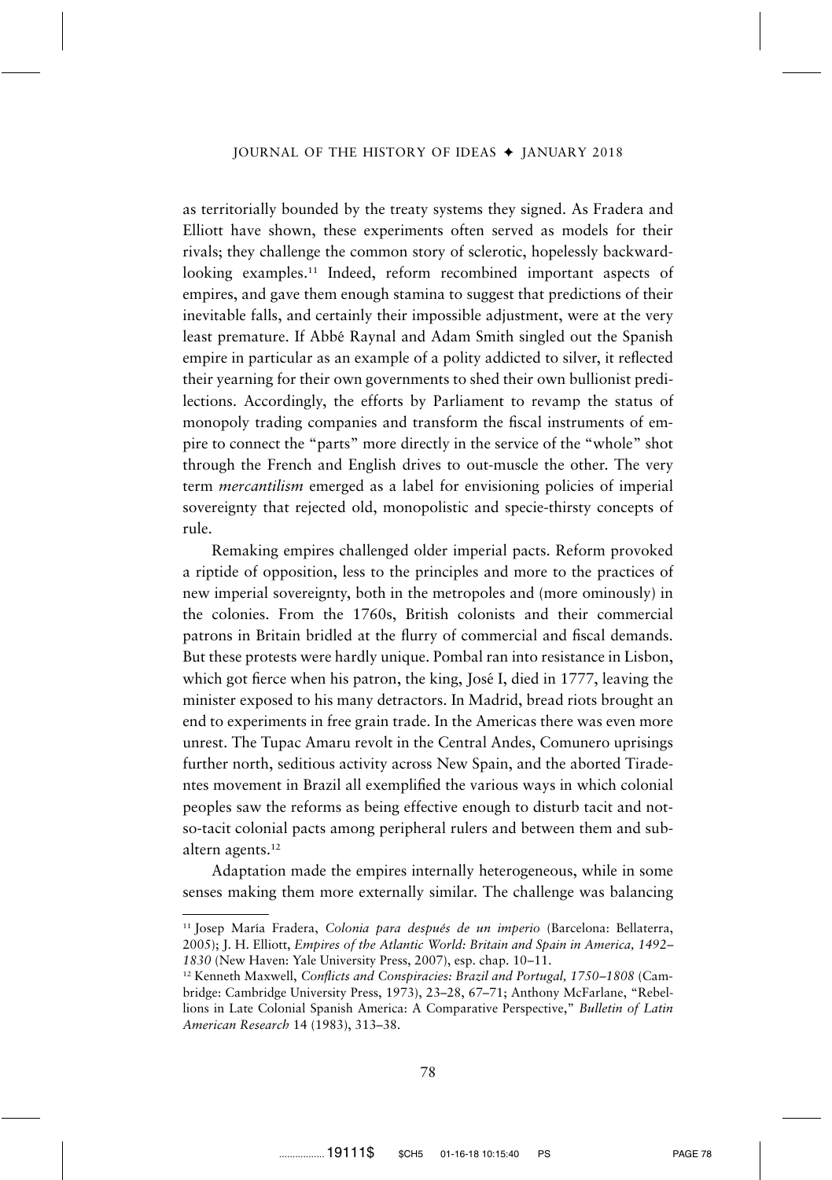as territorially bounded by the treaty systems they signed. As Fradera and Elliott have shown, these experiments often served as models for their rivals; they challenge the common story of sclerotic, hopelessly backward-looking examples.[11] Indeed, reform recombined important aspects of empires, and gave them enough stamina to suggest that predictions of their inevitable falls, and certainly their impossible adjustment, were at the very least premature. If Abbé Raynal and Adam Smith singled out the Spanish empire in particular as an example of a polity addicted to silver, it reflected their yearning for their own governments to shed their own bullionist predilections. Accordingly, the efforts by Parliament to revamp the status of monopoly trading companies and transform the fiscal instruments of empire to connect the "parts" more directly in the service of the "whole" shot through the French and English drives to out-muscle the other. The very term *mercantilism* emerged as a label for envisioning policies of imperial sovereignty that rejected old, monopolistic and specie-thirsty concepts of rule.

Remaking empires challenged older imperial pacts. Reform provoked a riptide of opposition, less to the principles and more to the practices of new imperial sovereignty, both in the metropoles and (more ominously) in the colonies. From the 1760s, British colonists and their commercial patrons in Britain bridled at the flurry of commercial and fiscal demands. But these protests were hardly unique. Pombal ran into resistance in Lisbon, which got fierce when his patron, the king, José I, died in 1777, leaving the minister exposed to his many detractors. In Madrid, bread riots brought an end to experiments in free grain trade. In the Americas there was even more unrest. The Tupac Amaru revolt in the Central Andes, Comunero uprisings further north, seditious activity across New Spain, and the aborted Tiradentes movement in Brazil all exemplified the various ways in which colonial peoples saw the reforms as being effective enough to disturb tacit and not-so-tacit colonial pacts among peripheral rulers and between them and subaltern agents.[12]

Adaptation made the empires internally heterogeneous, while in some senses making them more externally similar. The challenge was balancing

---

[11] Josep María Fradera, *Colonia para después de un imperio* (Barcelona: Bellaterra, 2005); J. H. Elliott, *Empires of the Atlantic World: Britain and Spain in America, 1492–1830* (New Haven: Yale University Press, 2007), esp. chap. 10–11.

[12] Kenneth Maxwell, *Conflicts and Conspiracies: Brazil and Portugal, 1750–1808* (Cambridge: Cambridge University Press, 1973), 23–28, 67–71; Anthony McFarlane, "Rebellions in Late Colonial Spanish America: A Comparative Perspective," *Bulletin of Latin American Research* 14 (1983), 313–38.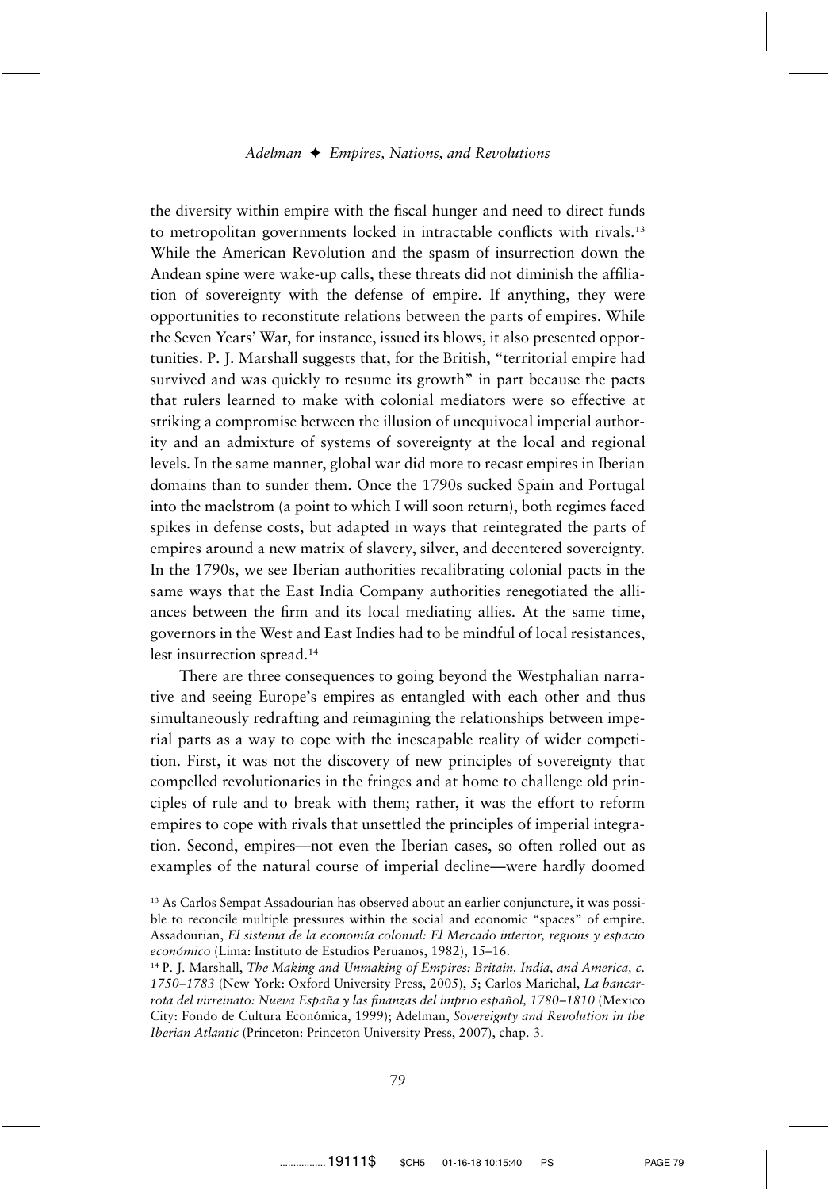the diversity within empire with the fiscal hunger and need to direct funds to metropolitan governments locked in intractable conflicts with rivals.[13] While the American Revolution and the spasm of insurrection down the Andean spine were wake-up calls, these threats did not diminish the affiliation of sovereignty with the defense of empire. If anything, they were opportunities to reconstitute relations between the parts of empires. While the Seven Years' War, for instance, issued its blows, it also presented opportunities. P. J. Marshall suggests that, for the British, "territorial empire had survived and was quickly to resume its growth" in part because the pacts that rulers learned to make with colonial mediators were so effective at striking a compromise between the illusion of unequivocal imperial authority and an admixture of systems of sovereignty at the local and regional levels. In the same manner, global war did more to recast empires in Iberian domains than to sunder them. Once the 1790s sucked Spain and Portugal into the maelstrom (a point to which I will soon return), both regimes faced spikes in defense costs, but adapted in ways that reintegrated the parts of empires around a new matrix of slavery, silver, and decentered sovereignty. In the 1790s, we see Iberian authorities recalibrating colonial pacts in the same ways that the East India Company authorities renegotiated the alliances between the firm and its local mediating allies. At the same time, governors in the West and East Indies had to be mindful of local resistances, lest insurrection spread.[14]

There are three consequences to going beyond the Westphalian narrative and seeing Europe's empires as entangled with each other and thus simultaneously redrafting and reimagining the relationships between imperial parts as a way to cope with the inescapable reality of wider competition. First, it was not the discovery of new principles of sovereignty that compelled revolutionaries in the fringes and at home to challenge old principles of rule and to break with them; rather, it was the effort to reform empires to cope with rivals that unsettled the principles of imperial integration. Second, empires—not even the Iberian cases, so often rolled out as examples of the natural course of imperial decline—were hardly doomed

---

[13] As Carlos Sempat Assadourian has observed about an earlier conjuncture, it was possible to reconcile multiple pressures within the social and economic "spaces" of empire. Assadourian, *El sistema de la economía colonial: El Mercado interior, regions y espacio económico* (Lima: Instituto de Estudios Peruanos, 1982), 15–16.

[14] P. J. Marshall, *The Making and Unmaking of Empires: Britain, India, and America, c. 1750–1783* (New York: Oxford University Press, 2005), 5; Carlos Marichal, *La bancarrota del virreinato: Nueva España y las finanzas del imprio español, 1780–1810* (Mexico City: Fondo de Cultura Económica, 1999); Adelman, *Sovereignty and Revolution in the Iberian Atlantic* (Princeton: Princeton University Press, 2007), chap. 3.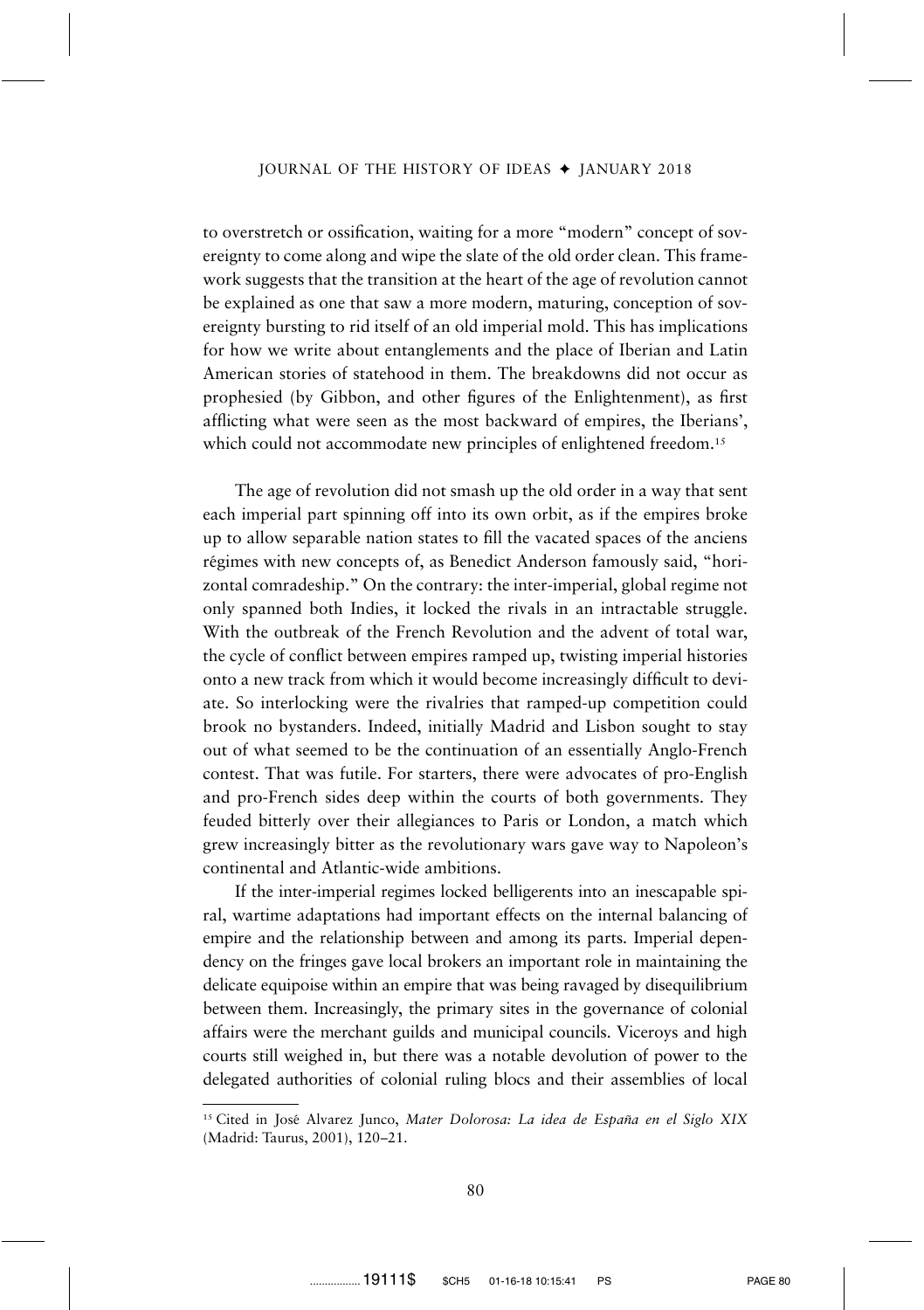to overstretch or ossification, waiting for a more "modern" concept of sovereignty to come along and wipe the slate of the old order clean. This framework suggests that the transition at the heart of the age of revolution cannot be explained as one that saw a more modern, maturing, conception of sovereignty bursting to rid itself of an old imperial mold. This has implications for how we write about entanglements and the place of Iberian and Latin American stories of statehood in them. The breakdowns did not occur as prophesied (by Gibbon, and other figures of the Enlightenment), as first afflicting what were seen as the most backward of empires, the Iberians', which could not accommodate new principles of enlightened freedom.[15]

The age of revolution did not smash up the old order in a way that sent each imperial part spinning off into its own orbit, as if the empires broke up to allow separable nation states to fill the vacated spaces of the anciens régimes with new concepts of, as Benedict Anderson famously said, "horizontal comradeship." On the contrary: the inter-imperial, global regime not only spanned both Indies, it locked the rivals in an intractable struggle. With the outbreak of the French Revolution and the advent of total war, the cycle of conflict between empires ramped up, twisting imperial histories onto a new track from which it would become increasingly difficult to deviate. So interlocking were the rivalries that ramped-up competition could brook no bystanders. Indeed, initially Madrid and Lisbon sought to stay out of what seemed to be the continuation of an essentially Anglo-French contest. That was futile. For starters, there were advocates of pro-English and pro-French sides deep within the courts of both governments. They feuded bitterly over their allegiances to Paris or London, a match which grew increasingly bitter as the revolutionary wars gave way to Napoleon's continental and Atlantic-wide ambitions.

If the inter-imperial regimes locked belligerents into an inescapable spiral, wartime adaptations had important effects on the internal balancing of empire and the relationship between and among its parts. Imperial dependency on the fringes gave local brokers an important role in maintaining the delicate equipoise within an empire that was being ravaged by disequilibrium between them. Increasingly, the primary sites in the governance of colonial affairs were the merchant guilds and municipal councils. Viceroys and high courts still weighed in, but there was a notable devolution of power to the delegated authorities of colonial ruling blocs and their assemblies of local

[15] Cited in José Alvarez Junco, *Mater Dolorosa: La idea de España en el Siglo XIX* (Madrid: Taurus, 2001), 120–21.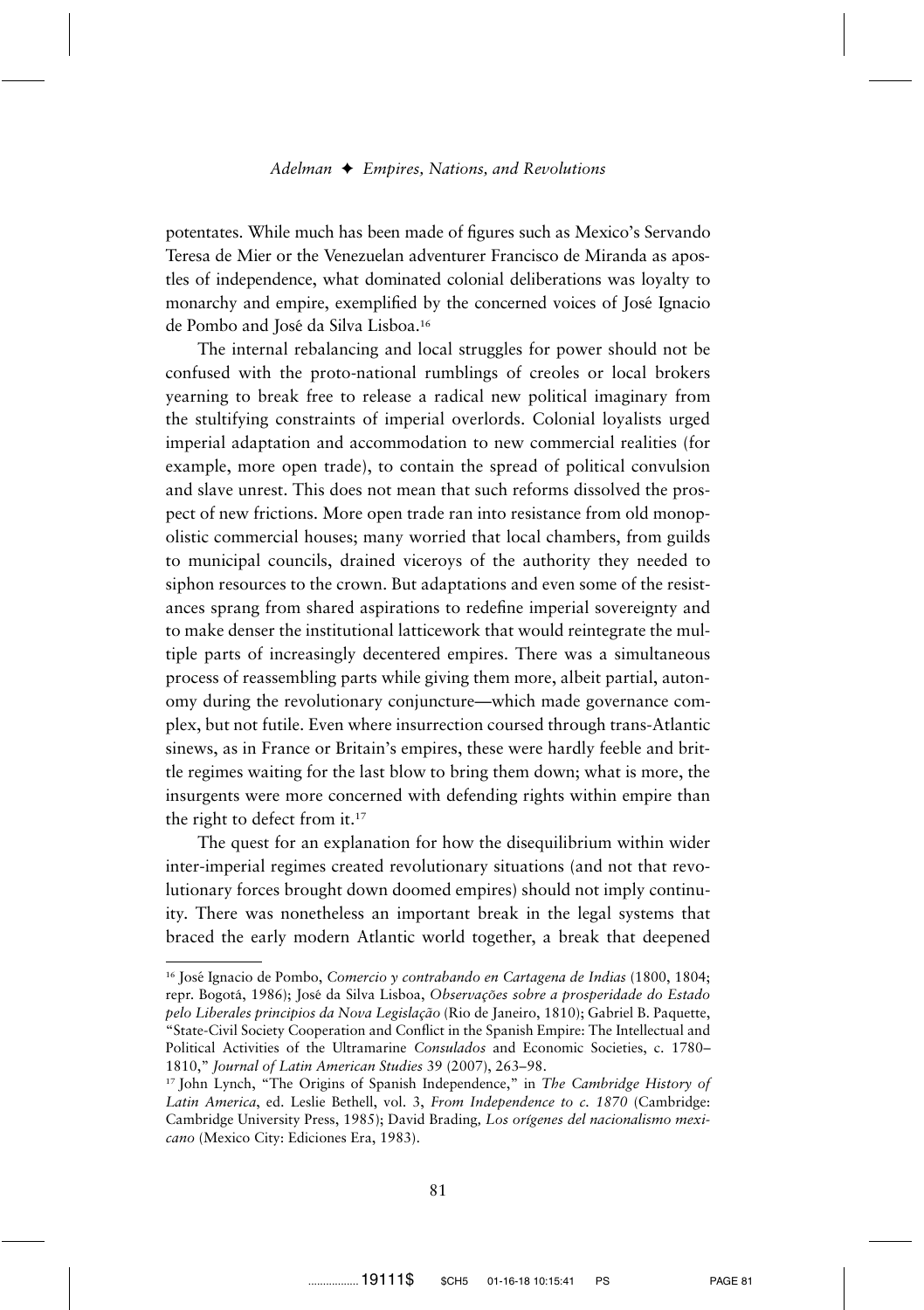potentates. While much has been made of figures such as Mexico's Servando Teresa de Mier or the Venezuelan adventurer Francisco de Miranda as apostles of independence, what dominated colonial deliberations was loyalty to monarchy and empire, exemplified by the concerned voices of José Ignacio de Pombo and José da Silva Lisboa.[16]

The internal rebalancing and local struggles for power should not be confused with the proto-national rumblings of creoles or local brokers yearning to break free to release a radical new political imaginary from the stultifying constraints of imperial overlords. Colonial loyalists urged imperial adaptation and accommodation to new commercial realities (for example, more open trade), to contain the spread of political convulsion and slave unrest. This does not mean that such reforms dissolved the prospect of new frictions. More open trade ran into resistance from old monopolistic commercial houses; many worried that local chambers, from guilds to municipal councils, drained viceroys of the authority they needed to siphon resources to the crown. But adaptations and even some of the resistances sprang from shared aspirations to redefine imperial sovereignty and to make denser the institutional latticework that would reintegrate the multiple parts of increasingly decentered empires. There was a simultaneous process of reassembling parts while giving them more, albeit partial, autonomy during the revolutionary conjuncture—which made governance complex, but not futile. Even where insurrection coursed through trans-Atlantic sinews, as in France or Britain's empires, these were hardly feeble and brittle regimes waiting for the last blow to bring them down; what is more, the insurgents were more concerned with defending rights within empire than the right to defect from it.[17]

The quest for an explanation for how the disequilibrium within wider inter-imperial regimes created revolutionary situations (and not that revolutionary forces brought down doomed empires) should not imply continuity. There was nonetheless an important break in the legal systems that braced the early modern Atlantic world together, a break that deepened

---

[16] José Ignacio de Pombo, *Comercio y contrabando en Cartagena de Indias* (1800, 1804; repr. Bogotá, 1986); José da Silva Lisboa, *Observações sobre a prosperidade do Estado pelo Liberales principios da Nova Legislação* (Rio de Janeiro, 1810); Gabriel B. Paquette, "State-Civil Society Cooperation and Conflict in the Spanish Empire: The Intellectual and Political Activities of the Ultramarine *Consulados* and Economic Societies, c. 1780–1810," *Journal of Latin American Studies* 39 (2007), 263–98.

[17] John Lynch, "The Origins of Spanish Independence," in *The Cambridge History of Latin America*, ed. Leslie Bethell, vol. 3, *From Independence to c. 1870* (Cambridge: Cambridge University Press, 1985); David Brading, *Los orígenes del nacionalismo mexicano* (Mexico City: Ediciones Era, 1983).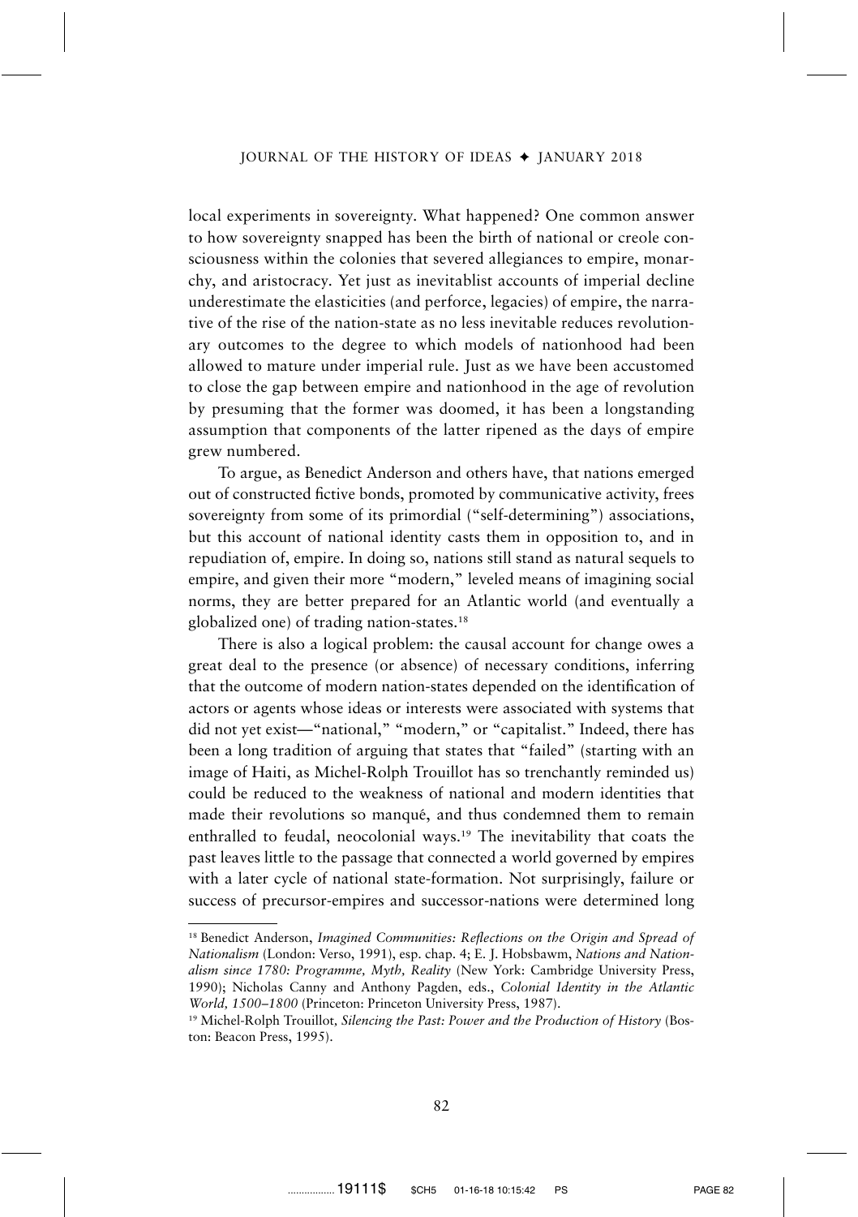local experiments in sovereignty. What happened? One common answer to how sovereignty snapped has been the birth of national or creole consciousness within the colonies that severed allegiances to empire, monarchy, and aristocracy. Yet just as inevitablist accounts of imperial decline underestimate the elasticities (and perforce, legacies) of empire, the narrative of the rise of the nation-state as no less inevitable reduces revolutionary outcomes to the degree to which models of nationhood had been allowed to mature under imperial rule. Just as we have been accustomed to close the gap between empire and nationhood in the age of revolution by presuming that the former was doomed, it has been a longstanding assumption that components of the latter ripened as the days of empire grew numbered.

To argue, as Benedict Anderson and others have, that nations emerged out of constructed fictive bonds, promoted by communicative activity, frees sovereignty from some of its primordial ("self-determining") associations, but this account of national identity casts them in opposition to, and in repudiation of, empire. In doing so, nations still stand as natural sequels to empire, and given their more "modern," leveled means of imagining social norms, they are better prepared for an Atlantic world (and eventually a globalized one) of trading nation-states.[18]

There is also a logical problem: the causal account for change owes a great deal to the presence (or absence) of necessary conditions, inferring that the outcome of modern nation-states depended on the identification of actors or agents whose ideas or interests were associated with systems that did not yet exist—"national," "modern," or "capitalist." Indeed, there has been a long tradition of arguing that states that "failed" (starting with an image of Haiti, as Michel-Rolph Trouillot has so trenchantly reminded us) could be reduced to the weakness of national and modern identities that made their revolutions so manqué, and thus condemned them to remain enthralled to feudal, neocolonial ways.[19] The inevitability that coats the past leaves little to the passage that connected a world governed by empires with a later cycle of national state-formation. Not surprisingly, failure or success of precursor-empires and successor-nations were determined long

---

[18] Benedict Anderson, *Imagined Communities: Reflections on the Origin and Spread of Nationalism* (London: Verso, 1991), esp. chap. 4; E. J. Hobsbawm, *Nations and Nationalism since 1780: Programme, Myth, Reality* (New York: Cambridge University Press, 1990); Nicholas Canny and Anthony Pagden, eds., *Colonial Identity in the Atlantic World, 1500–1800* (Princeton: Princeton University Press, 1987).

[19] Michel-Rolph Trouillot, *Silencing the Past: Power and the Production of History* (Boston: Beacon Press, 1995).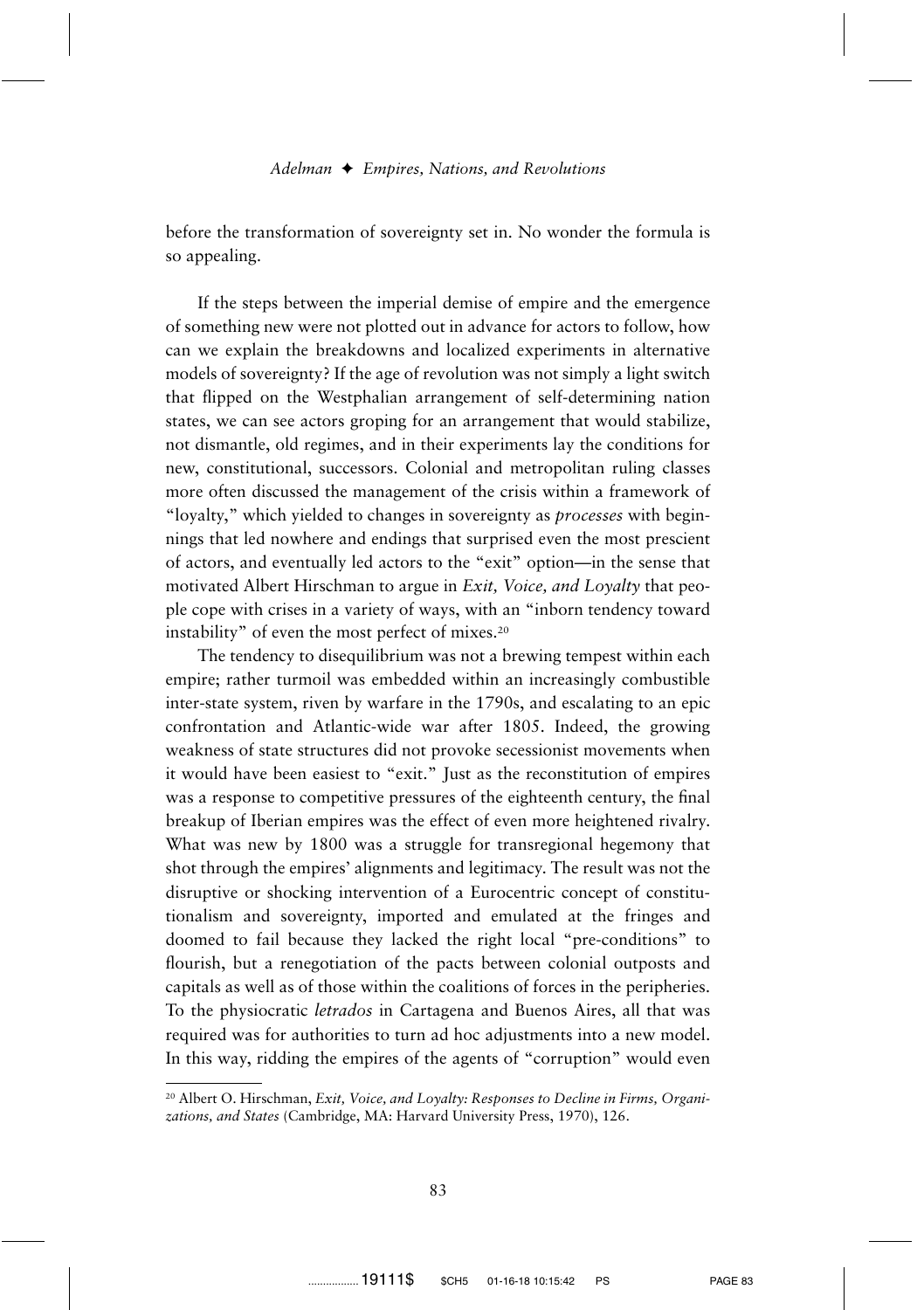before the transformation of sovereignty set in. No wonder the formula is so appealing.

If the steps between the imperial demise of empire and the emergence of something new were not plotted out in advance for actors to follow, how can we explain the breakdowns and localized experiments in alternative models of sovereignty? If the age of revolution was not simply a light switch that flipped on the Westphalian arrangement of self-determining nation states, we can see actors groping for an arrangement that would stabilize, not dismantle, old regimes, and in their experiments lay the conditions for new, constitutional, successors. Colonial and metropolitan ruling classes more often discussed the management of the crisis within a framework of "loyalty," which yielded to changes in sovereignty as *processes* with beginnings that led nowhere and endings that surprised even the most prescient of actors, and eventually led actors to the "exit" option—in the sense that motivated Albert Hirschman to argue in *Exit, Voice, and Loyalty* that people cope with crises in a variety of ways, with an "inborn tendency toward instability" of even the most perfect of mixes.[20]

The tendency to disequilibrium was not a brewing tempest within each empire; rather turmoil was embedded within an increasingly combustible inter-state system, riven by warfare in the 1790s, and escalating to an epic confrontation and Atlantic-wide war after 1805. Indeed, the growing weakness of state structures did not provoke secessionist movements when it would have been easiest to "exit." Just as the reconstitution of empires was a response to competitive pressures of the eighteenth century, the final breakup of Iberian empires was the effect of even more heightened rivalry. What was new by 1800 was a struggle for transregional hegemony that shot through the empires' alignments and legitimacy. The result was not the disruptive or shocking intervention of a Eurocentric concept of constitutionalism and sovereignty, imported and emulated at the fringes and doomed to fail because they lacked the right local "pre-conditions" to flourish, but a renegotiation of the pacts between colonial outposts and capitals as well as of those within the coalitions of forces in the peripheries. To the physiocratic *letrados* in Cartagena and Buenos Aires, all that was required was for authorities to turn ad hoc adjustments into a new model. In this way, ridding the empires of the agents of "corruption" would even

---

[20] Albert O. Hirschman, *Exit, Voice, and Loyalty: Responses to Decline in Firms, Organizations, and States* (Cambridge, MA: Harvard University Press, 1970), 126.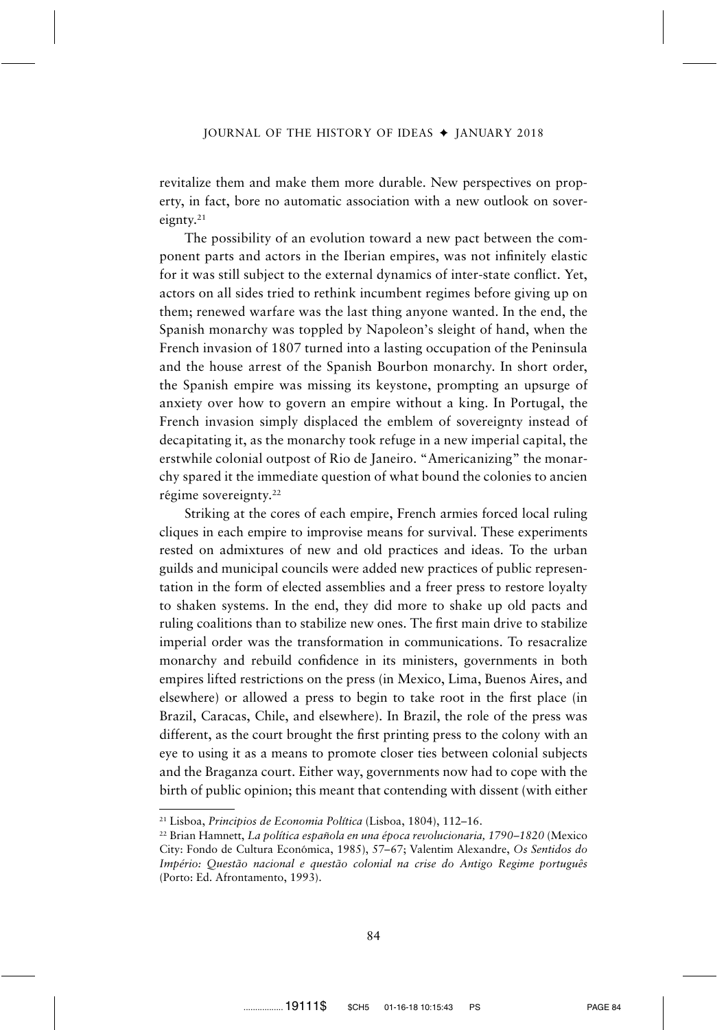revitalize them and make them more durable. New perspectives on property, in fact, bore no automatic association with a new outlook on sovereignty.[21]

The possibility of an evolution toward a new pact between the component parts and actors in the Iberian empires, was not infinitely elastic for it was still subject to the external dynamics of inter-state conflict. Yet, actors on all sides tried to rethink incumbent regimes before giving up on them; renewed warfare was the last thing anyone wanted. In the end, the Spanish monarchy was toppled by Napoleon's sleight of hand, when the French invasion of 1807 turned into a lasting occupation of the Peninsula and the house arrest of the Spanish Bourbon monarchy. In short order, the Spanish empire was missing its keystone, prompting an upsurge of anxiety over how to govern an empire without a king. In Portugal, the French invasion simply displaced the emblem of sovereignty instead of decapitating it, as the monarchy took refuge in a new imperial capital, the erstwhile colonial outpost of Rio de Janeiro. "Americanizing" the monarchy spared it the immediate question of what bound the colonies to ancien régime sovereignty.[22]

Striking at the cores of each empire, French armies forced local ruling cliques in each empire to improvise means for survival. These experiments rested on admixtures of new and old practices and ideas. To the urban guilds and municipal councils were added new practices of public representation in the form of elected assemblies and a freer press to restore loyalty to shaken systems. In the end, they did more to shake up old pacts and ruling coalitions than to stabilize new ones. The first main drive to stabilize imperial order was the transformation in communications. To resacralize monarchy and rebuild confidence in its ministers, governments in both empires lifted restrictions on the press (in Mexico, Lima, Buenos Aires, and elsewhere) or allowed a press to begin to take root in the first place (in Brazil, Caracas, Chile, and elsewhere). In Brazil, the role of the press was different, as the court brought the first printing press to the colony with an eye to using it as a means to promote closer ties between colonial subjects and the Braganza court. Either way, governments now had to cope with the birth of public opinion; this meant that contending with dissent (with either

---

[21] Lisboa, *Principios de Economia Política* (Lisboa, 1804), 112–16.

[22] Brian Hamnett, *La política española en una época revolucionaria, 1790–1820* (Mexico City: Fondo de Cultura Económica, 1985), 57–67; Valentim Alexandre, *Os Sentidos do Império: Questão nacional e questão colonial na crise do Antigo Regime português* (Porto: Ed. Afrontamento, 1993).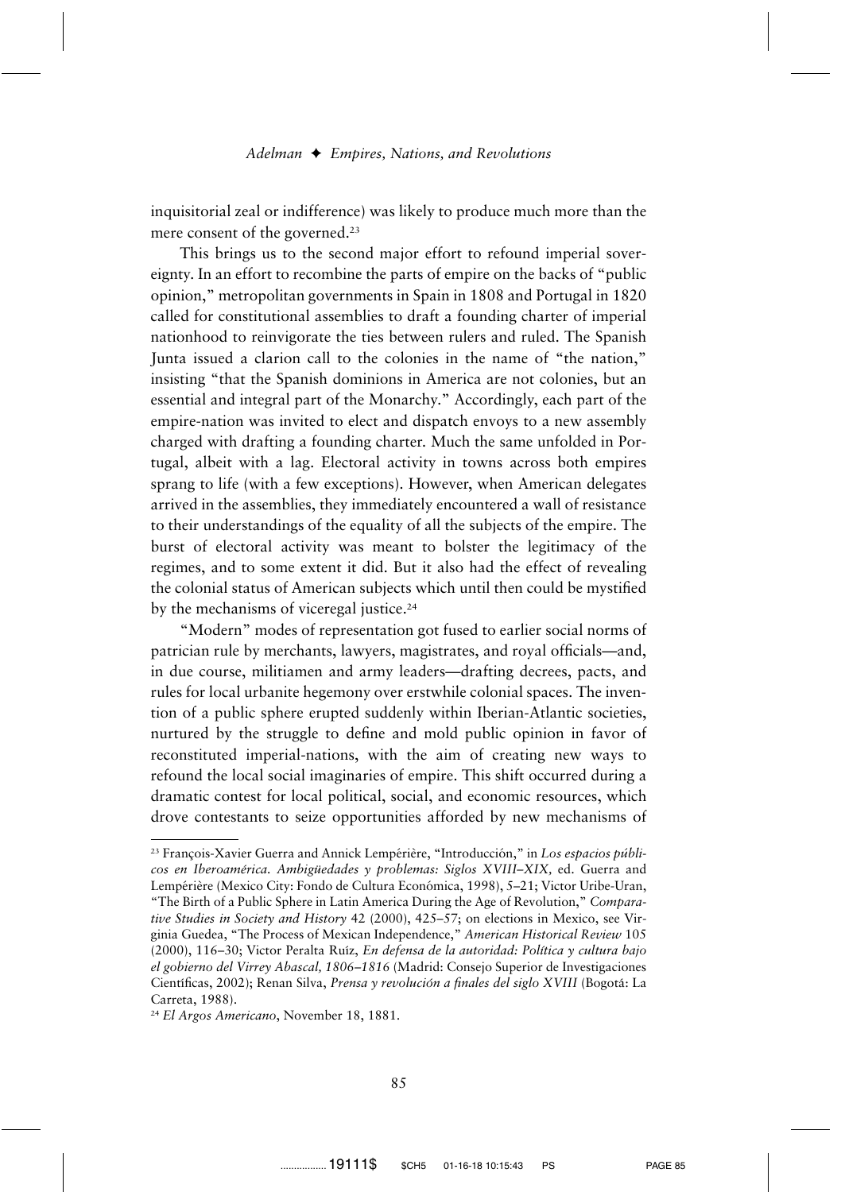inquisitorial zeal or indifference) was likely to produce much more than the mere consent of the governed.[23]

This brings us to the second major effort to refound imperial sovereignty. In an effort to recombine the parts of empire on the backs of "public opinion," metropolitan governments in Spain in 1808 and Portugal in 1820 called for constitutional assemblies to draft a founding charter of imperial nationhood to reinvigorate the ties between rulers and ruled. The Spanish Junta issued a clarion call to the colonies in the name of "the nation," insisting "that the Spanish dominions in America are not colonies, but an essential and integral part of the Monarchy." Accordingly, each part of the empire-nation was invited to elect and dispatch envoys to a new assembly charged with drafting a founding charter. Much the same unfolded in Portugal, albeit with a lag. Electoral activity in towns across both empires sprang to life (with a few exceptions). However, when American delegates arrived in the assemblies, they immediately encountered a wall of resistance to their understandings of the equality of all the subjects of the empire. The burst of electoral activity was meant to bolster the legitimacy of the regimes, and to some extent it did. But it also had the effect of revealing the colonial status of American subjects which until then could be mystified by the mechanisms of viceregal justice.[24]

"Modern" modes of representation got fused to earlier social norms of patrician rule by merchants, lawyers, magistrates, and royal officials—and, in due course, militiamen and army leaders—drafting decrees, pacts, and rules for local urbanite hegemony over erstwhile colonial spaces. The invention of a public sphere erupted suddenly within Iberian-Atlantic societies, nurtured by the struggle to define and mold public opinion in favor of reconstituted imperial-nations, with the aim of creating new ways to refound the local social imaginaries of empire. This shift occurred during a dramatic contest for local political, social, and economic resources, which drove contestants to seize opportunities afforded by new mechanisms of

---

[23] François-Xavier Guerra and Annick Lempérière, "Introducción," in *Los espacios públicos en Iberoamérica. Ambigüedades y problemas: Siglos XVIII–XIX,* ed. Guerra and Lempérière (Mexico City: Fondo de Cultura Económica, 1998), 5–21; Victor Uribe-Uran, "The Birth of a Public Sphere in Latin America During the Age of Revolution," *Comparative Studies in Society and History* 42 (2000), 425–57; on elections in Mexico, see Virginia Guedea, "The Process of Mexican Independence," *American Historical Review* 105 (2000), 116–30; Victor Peralta Ruíz, *En defensa de la autoridad: Política y cultura bajo el gobierno del Virrey Abascal, 1806–1816* (Madrid: Consejo Superior de Investigaciones Científicas, 2002); Renan Silva, *Prensa y revolución a finales del siglo XVIII* (Bogotá: La Carreta, 1988).

[24] *El Argos Americano*, November 18, 1881.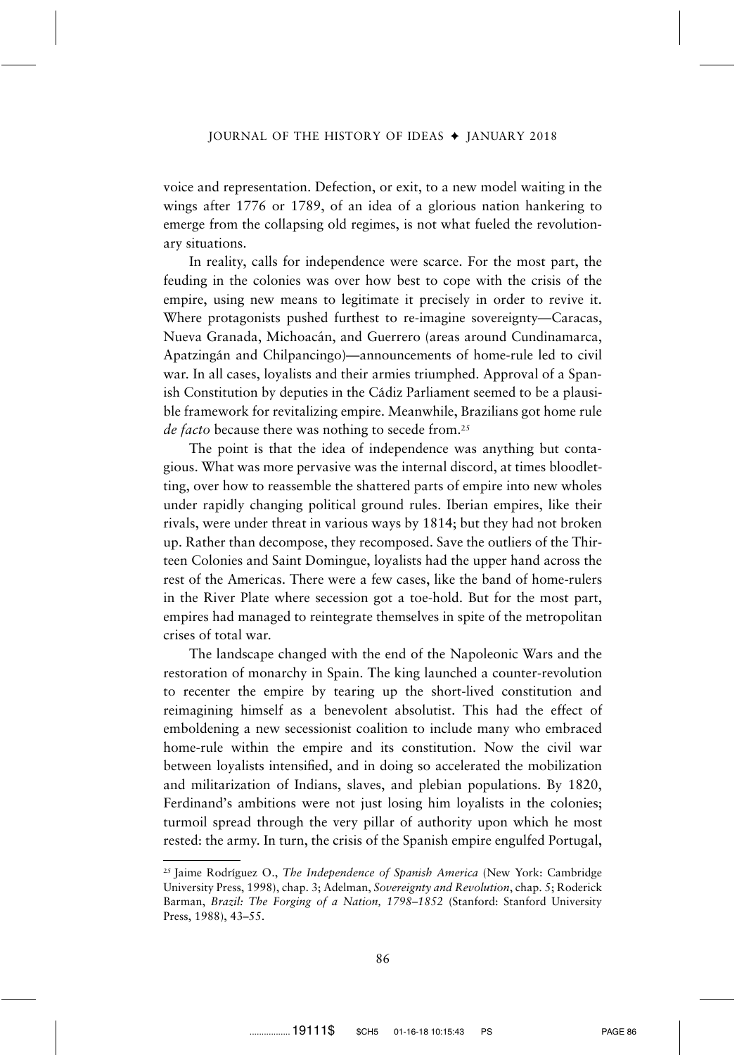voice and representation. Defection, or exit, to a new model waiting in the wings after 1776 or 1789, of an idea of a glorious nation hankering to emerge from the collapsing old regimes, is not what fueled the revolutionary situations.

In reality, calls for independence were scarce. For the most part, the feuding in the colonies was over how best to cope with the crisis of the empire, using new means to legitimate it precisely in order to revive it. Where protagonists pushed furthest to re-imagine sovereignty—Caracas, Nueva Granada, Michoacán, and Guerrero (areas around Cundinamarca, Apatzingán and Chilpancingo)—announcements of home-rule led to civil war. In all cases, loyalists and their armies triumphed. Approval of a Spanish Constitution by deputies in the Cádiz Parliament seemed to be a plausible framework for revitalizing empire. Meanwhile, Brazilians got home rule *de facto* because there was nothing to secede from.[25]

The point is that the idea of independence was anything but contagious. What was more pervasive was the internal discord, at times bloodletting, over how to reassemble the shattered parts of empire into new wholes under rapidly changing political ground rules. Iberian empires, like their rivals, were under threat in various ways by 1814; but they had not broken up. Rather than decompose, they recomposed. Save the outliers of the Thirteen Colonies and Saint Domingue, loyalists had the upper hand across the rest of the Americas. There were a few cases, like the band of home-rulers in the River Plate where secession got a toe-hold. But for the most part, empires had managed to reintegrate themselves in spite of the metropolitan crises of total war.

The landscape changed with the end of the Napoleonic Wars and the restoration of monarchy in Spain. The king launched a counter-revolution to recenter the empire by tearing up the short-lived constitution and reimagining himself as a benevolent absolutist. This had the effect of emboldening a new secessionist coalition to include many who embraced home-rule within the empire and its constitution. Now the civil war between loyalists intensified, and in doing so accelerated the mobilization and militarization of Indians, slaves, and plebian populations. By 1820, Ferdinand's ambitions were not just losing him loyalists in the colonies; turmoil spread through the very pillar of authority upon which he most rested: the army. In turn, the crisis of the Spanish empire engulfed Portugal,

---

[25] Jaime Rodríguez O., *The Independence of Spanish America* (New York: Cambridge University Press, 1998), chap. 3; Adelman, *Sovereignty and Revolution*, chap. 5; Roderick Barman, *Brazil: The Forging of a Nation, 1798–1852* (Stanford: Stanford University Press, 1988), 43–55.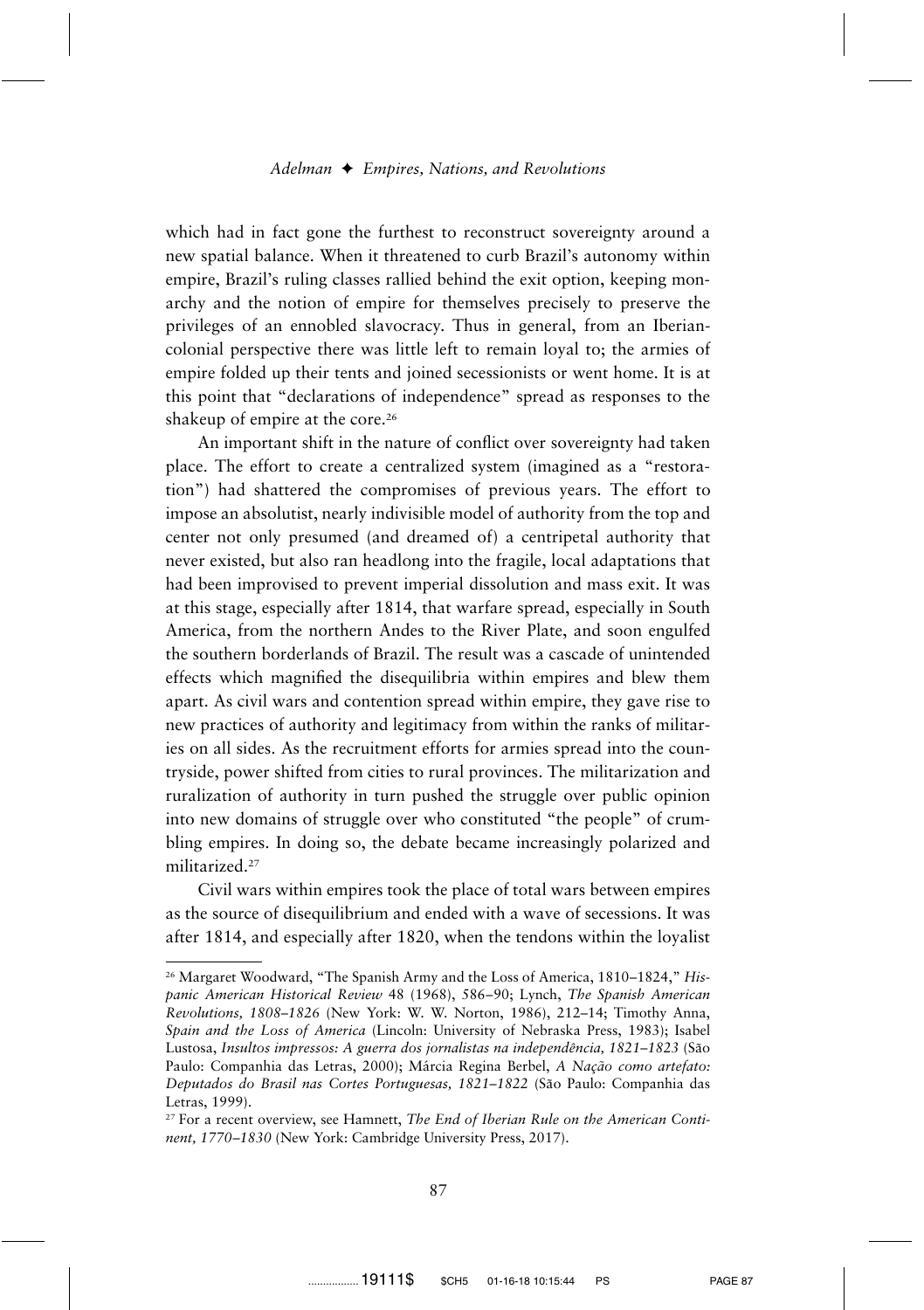which had in fact gone the furthest to reconstruct sovereignty around a new spatial balance. When it threatened to curb Brazil's autonomy within empire, Brazil's ruling classes rallied behind the exit option, keeping monarchy and the notion of empire for themselves precisely to preserve the privileges of an ennobled slavocracy. Thus in general, from an Iberian-colonial perspective there was little left to remain loyal to; the armies of empire folded up their tents and joined secessionists or went home. It is at this point that "declarations of independence" spread as responses to the shakeup of empire at the core.[26]

An important shift in the nature of conflict over sovereignty had taken place. The effort to create a centralized system (imagined as a "restoration") had shattered the compromises of previous years. The effort to impose an absolutist, nearly indivisible model of authority from the top and center not only presumed (and dreamed of) a centripetal authority that never existed, but also ran headlong into the fragile, local adaptations that had been improvised to prevent imperial dissolution and mass exit. It was at this stage, especially after 1814, that warfare spread, especially in South America, from the northern Andes to the River Plate, and soon engulfed the southern borderlands of Brazil. The result was a cascade of unintended effects which magnified the disequilibria within empires and blew them apart. As civil wars and contention spread within empire, they gave rise to new practices of authority and legitimacy from within the ranks of militaries on all sides. As the recruitment efforts for armies spread into the countryside, power shifted from cities to rural provinces. The militarization and ruralization of authority in turn pushed the struggle over public opinion into new domains of struggle over who constituted "the people" of crumbling empires. In doing so, the debate became increasingly polarized and militarized.[27]

Civil wars within empires took the place of total wars between empires as the source of disequilibrium and ended with a wave of secessions. It was after 1814, and especially after 1820, when the tendons within the loyalist

---

[26] Margaret Woodward, "The Spanish Army and the Loss of America, 1810–1824," *Hispanic American Historical Review* 48 (1968), 586–90; Lynch, *The Spanish American Revolutions, 1808–1826* (New York: W. W. Norton, 1986), 212–14; Timothy Anna, *Spain and the Loss of America* (Lincoln: University of Nebraska Press, 1983); Isabel Lustosa, *Insultos impressos: A guerra dos jornalistas na independência, 1821–1823* (São Paulo: Companhia das Letras, 2000); Márcia Regina Berbel, *A Nação como artefato: Deputados do Brasil nas Cortes Portuguesas, 1821–1822* (São Paulo: Companhia das Letras, 1999).

[27] For a recent overview, see Hamnett, *The End of Iberian Rule on the American Continent, 1770–1830* (New York: Cambridge University Press, 2017).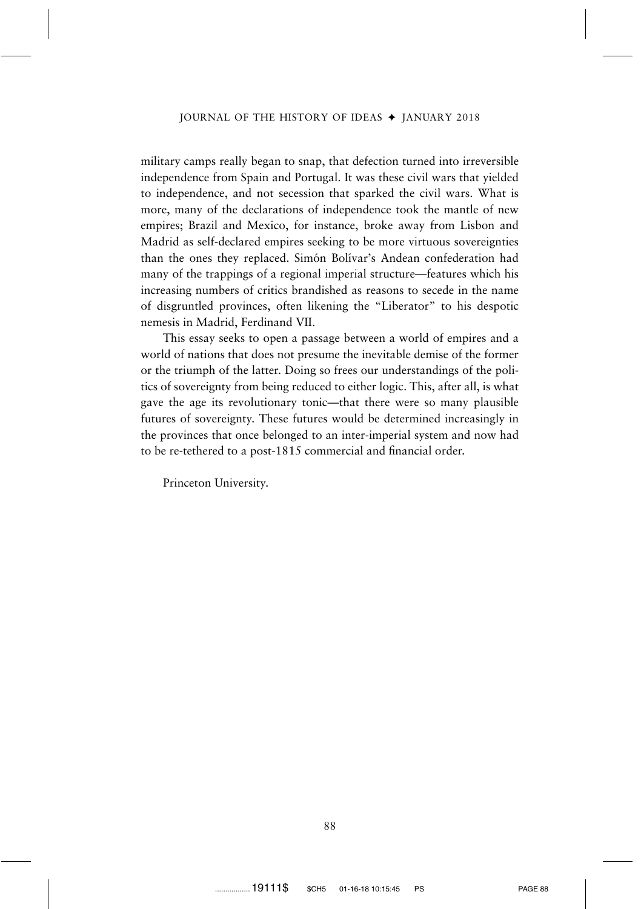military camps really began to snap, that defection turned into irreversible independence from Spain and Portugal. It was these civil wars that yielded to independence, and not secession that sparked the civil wars. What is more, many of the declarations of independence took the mantle of new empires; Brazil and Mexico, for instance, broke away from Lisbon and Madrid as self-declared empires seeking to be more virtuous sovereignties than the ones they replaced. Simón Bolívar's Andean confederation had many of the trappings of a regional imperial structure—features which his increasing numbers of critics brandished as reasons to secede in the name of disgruntled provinces, often likening the "Liberator" to his despotic nemesis in Madrid, Ferdinand VII.

This essay seeks to open a passage between a world of empires and a world of nations that does not presume the inevitable demise of the former or the triumph of the latter. Doing so frees our understandings of the politics of sovereignty from being reduced to either logic. This, after all, is what gave the age its revolutionary tonic—that there were so many plausible futures of sovereignty. These futures would be determined increasingly in the provinces that once belonged to an inter-imperial system and now had to be re-tethered to a post-1815 commercial and financial order.

Princeton University.